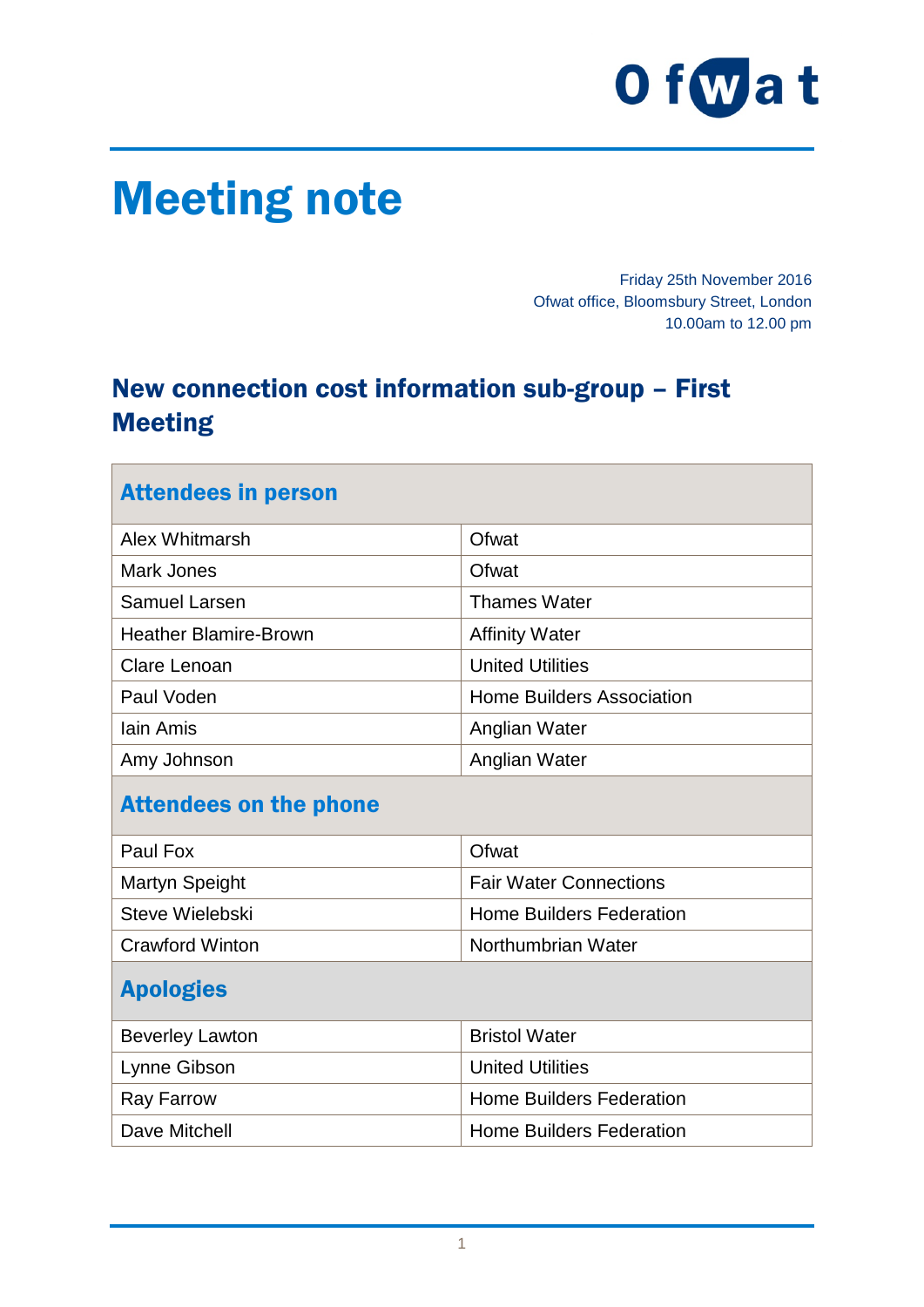Ofwat

# Meeting note

Friday 25th November 2016
Ofwat office, Bloomsbury Street, London
10.00am to 12.00 pm

## New connection cost information sub-group – First Meeting

| **Attendees in person** | |
|---|---|
| Alex Whitmarsh | Ofwat |
| Mark Jones | Ofwat |
| Samuel Larsen | Thames Water |
| Heather Blamire-Brown | Affinity Water |
| Clare Lenoan | United Utilities |
| Paul Voden | Home Builders Association |
| Iain Amis | Anglian Water |
| Amy Johnson | Anglian Water |
| **Attendees on the phone** | |
| Paul Fox | Ofwat |
| Martyn Speight | Fair Water Connections |
| Steve Wielebski | Home Builders Federation |
| Crawford Winton | Northumbrian Water |
| **Apologies** | |
| Beverley Lawton | Bristol Water |
| Lynne Gibson | United Utilities |
| Ray Farrow | Home Builders Federation |
| Dave Mitchell | Home Builders Federation |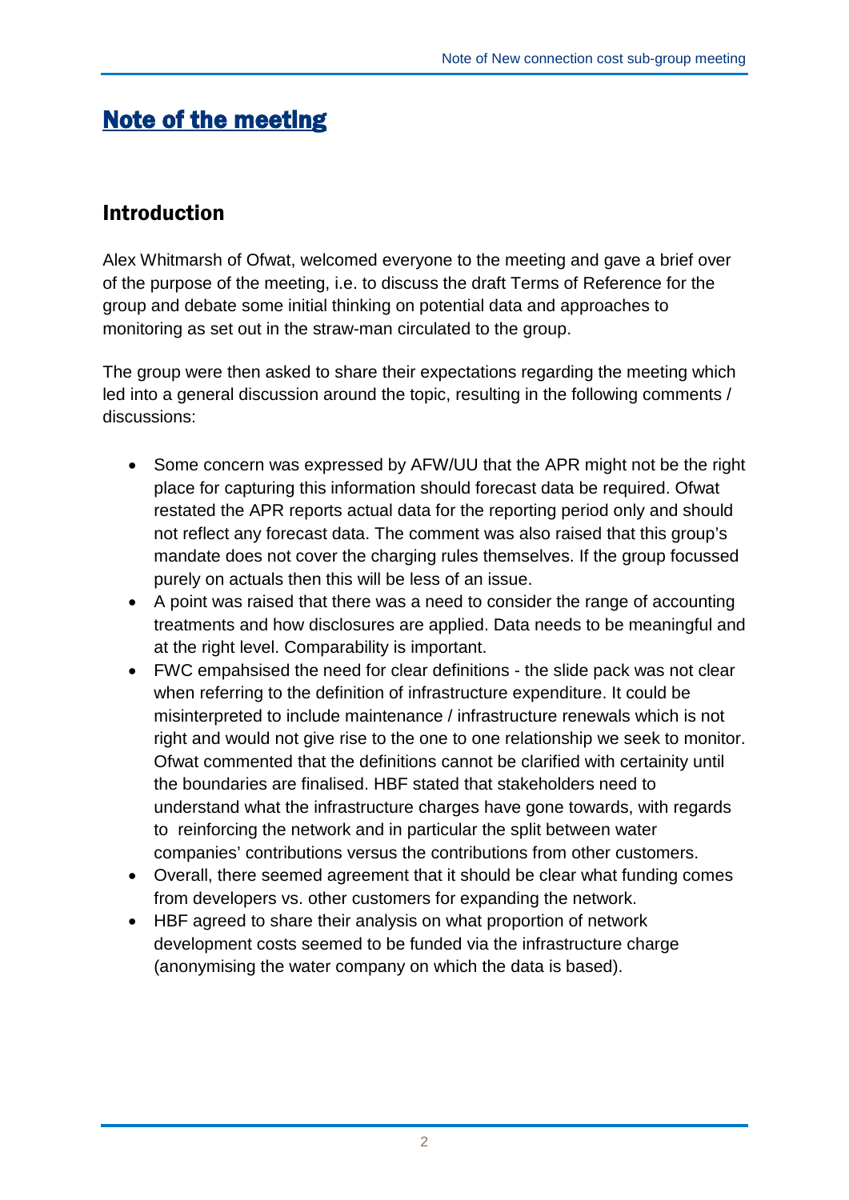# Note of the meeting

## Introduction

Alex Whitmarsh of Ofwat, welcomed everyone to the meeting and gave a brief over of the purpose of the meeting, i.e. to discuss the draft Terms of Reference for the group and debate some initial thinking on potential data and approaches to monitoring as set out in the straw-man circulated to the group.

The group were then asked to share their expectations regarding the meeting which led into a general discussion around the topic, resulting in the following comments / discussions:

- Some concern was expressed by AFW/UU that the APR might not be the right place for capturing this information should forecast data be required. Ofwat restated the APR reports actual data for the reporting period only and should not reflect any forecast data. The comment was also raised that this group's mandate does not cover the charging rules themselves. If the group focussed purely on actuals then this will be less of an issue.
- A point was raised that there was a need to consider the range of accounting treatments and how disclosures are applied. Data needs to be meaningful and at the right level. Comparability is important.
- FWC empahsised the need for clear definitions - the slide pack was not clear when referring to the definition of infrastructure expenditure. It could be misinterpreted to include maintenance / infrastructure renewals which is not right and would not give rise to the one to one relationship we seek to monitor. Ofwat commented that the definitions cannot be clarified with certainity until the boundaries are finalised. HBF stated that stakeholders need to understand what the infrastructure charges have gone towards, with regards to reinforcing the network and in particular the split between water companies' contributions versus the contributions from other customers.
- Overall, there seemed agreement that it should be clear what funding comes from developers vs. other customers for expanding the network.
- HBF agreed to share their analysis on what proportion of network development costs seemed to be funded via the infrastructure charge (anonymising the water company on which the data is based).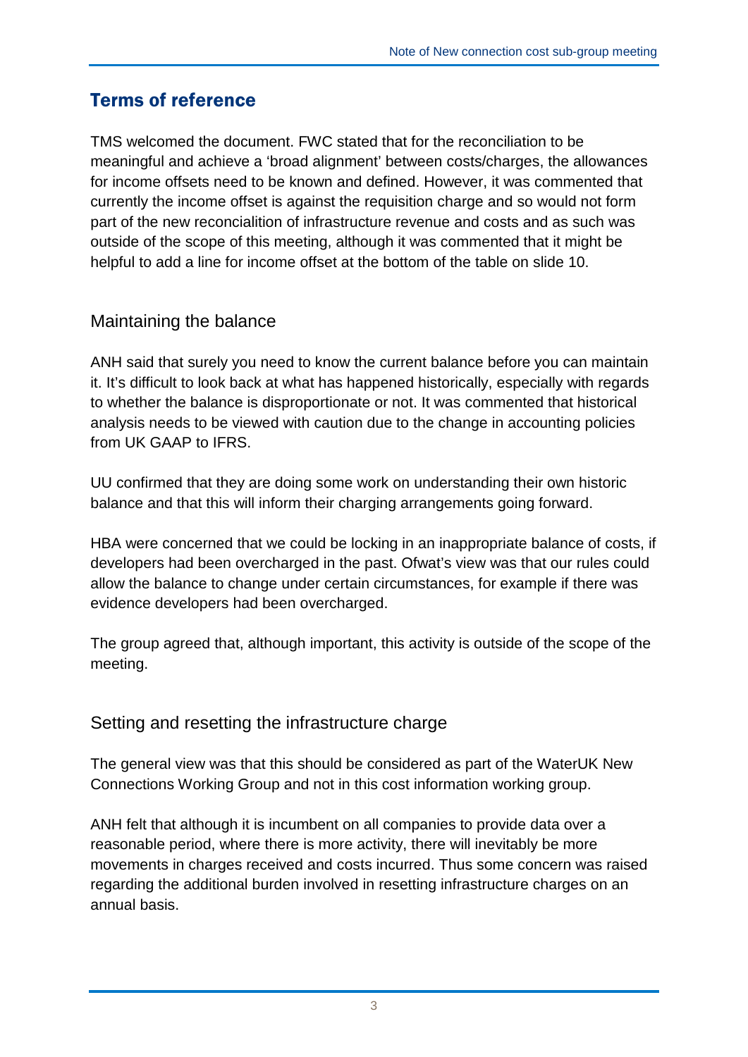## Terms of reference

TMS welcomed the document. FWC stated that for the reconciliation to be meaningful and achieve a 'broad alignment' between costs/charges, the allowances for income offsets need to be known and defined. However, it was commented that currently the income offset is against the requisition charge and so would not form part of the new reconcialition of infrastructure revenue and costs and as such was outside of the scope of this meeting, although it was commented that it might be helpful to add a line for income offset at the bottom of the table on slide 10.

### Maintaining the balance

ANH said that surely you need to know the current balance before you can maintain it. It's difficult to look back at what has happened historically, especially with regards to whether the balance is disproportionate or not. It was commented that historical analysis needs to be viewed with caution due to the change in accounting policies from UK GAAP to IFRS.

UU confirmed that they are doing some work on understanding their own historic balance and that this will inform their charging arrangements going forward.

HBA were concerned that we could be locking in an inappropriate balance of costs, if developers had been overcharged in the past. Ofwat's view was that our rules could allow the balance to change under certain circumstances, for example if there was evidence developers had been overcharged.

The group agreed that, although important, this activity is outside of the scope of the meeting.

### Setting and resetting the infrastructure charge

The general view was that this should be considered as part of the WaterUK New Connections Working Group and not in this cost information working group.

ANH felt that although it is incumbent on all companies to provide data over a reasonable period, where there is more activity, there will inevitably be more movements in charges received and costs incurred. Thus some concern was raised regarding the additional burden involved in resetting infrastructure charges on an annual basis.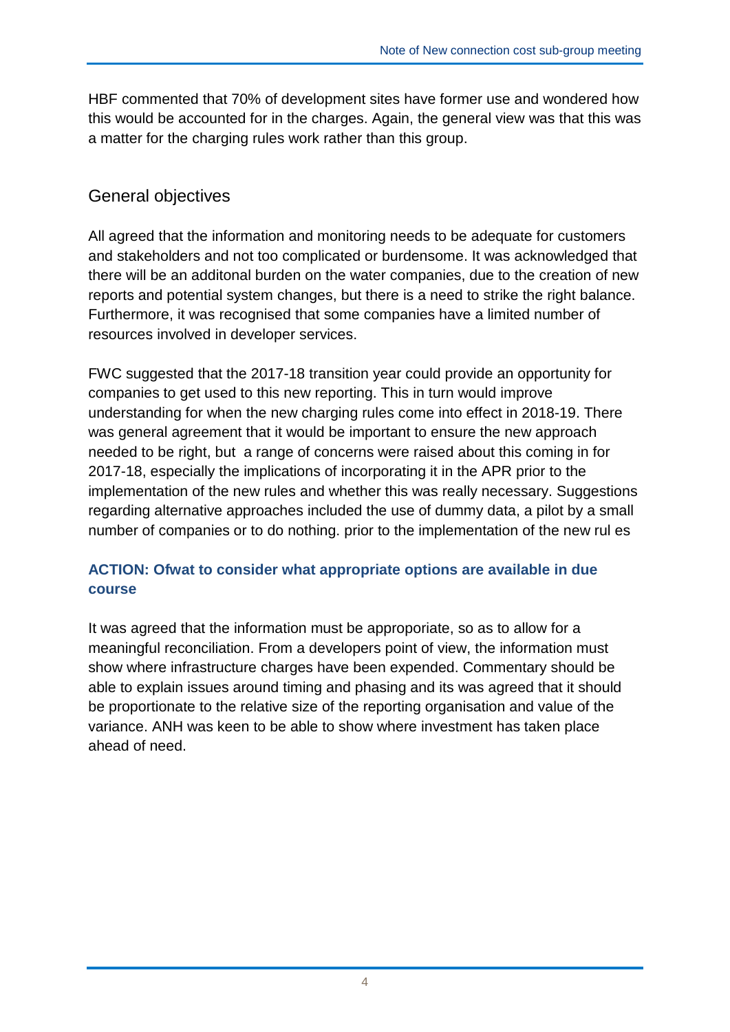HBF commented that 70% of development sites have former use and wondered how this would be accounted for in the charges. Again, the general view was that this was a matter for the charging rules work rather than this group.

## General objectives

All agreed that the information and monitoring needs to be adequate for customers and stakeholders and not too complicated or burdensome. It was acknowledged that there will be an additonal burden on the water companies, due to the creation of new reports and potential system changes, but there is a need to strike the right balance. Furthermore, it was recognised that some companies have a limited number of resources involved in developer services.

FWC suggested that the 2017-18 transition year could provide an opportunity for companies to get used to this new reporting. This in turn would improve understanding for when the new charging rules come into effect in 2018-19. There was general agreement that it would be important to ensure the new approach needed to be right, but a range of concerns were raised about this coming in for 2017-18, especially the implications of incorporating it in the APR prior to the implementation of the new rules and whether this was really necessary. Suggestions regarding alternative approaches included the use of dummy data, a pilot by a small number of companies or to do nothing. prior to the implementation of the new rul es

**ACTION: Ofwat to consider what appropriate options are available in due course**

It was agreed that the information must be approporiate, so as to allow for a meaningful reconciliation. From a developers point of view, the information must show where infrastructure charges have been expended. Commentary should be able to explain issues around timing and phasing and its was agreed that it should be proportionate to the relative size of the reporting organisation and value of the variance. ANH was keen to be able to show where investment has taken place ahead of need.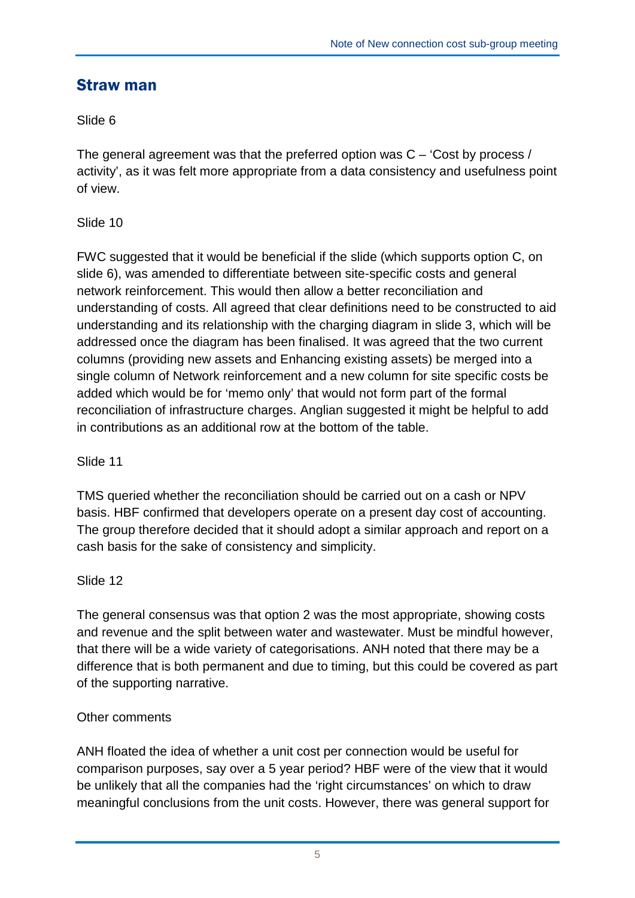## Straw man

Slide 6

The general agreement was that the preferred option was C – 'Cost by process / activity', as it was felt more appropriate from a data consistency and usefulness point of view.

Slide 10

FWC suggested that it would be beneficial if the slide (which supports option C, on slide 6), was amended to differentiate between site-specific costs and general network reinforcement. This would then allow a better reconciliation and understanding of costs. All agreed that clear definitions need to be constructed to aid understanding and its relationship with the charging diagram in slide 3, which will be addressed once the diagram has been finalised. It was agreed that the two current columns (providing new assets and Enhancing existing assets) be merged into a single column of Network reinforcement and a new column for site specific costs be added which would be for 'memo only' that would not form part of the formal reconciliation of infrastructure charges. Anglian suggested it might be helpful to add in contributions as an additional row at the bottom of the table.

Slide 11

TMS queried whether the reconciliation should be carried out on a cash or NPV basis. HBF confirmed that developers operate on a present day cost of accounting. The group therefore decided that it should adopt a similar approach and report on a cash basis for the sake of consistency and simplicity.

Slide 12

The general consensus was that option 2 was the most appropriate, showing costs and revenue and the split between water and wastewater. Must be mindful however, that there will be a wide variety of categorisations. ANH noted that there may be a difference that is both permanent and due to timing, but this could be covered as part of the supporting narrative.

Other comments

ANH floated the idea of whether a unit cost per connection would be useful for comparison purposes, say over a 5 year period? HBF were of the view that it would be unlikely that all the companies had the 'right circumstances' on which to draw meaningful conclusions from the unit costs. However, there was general support for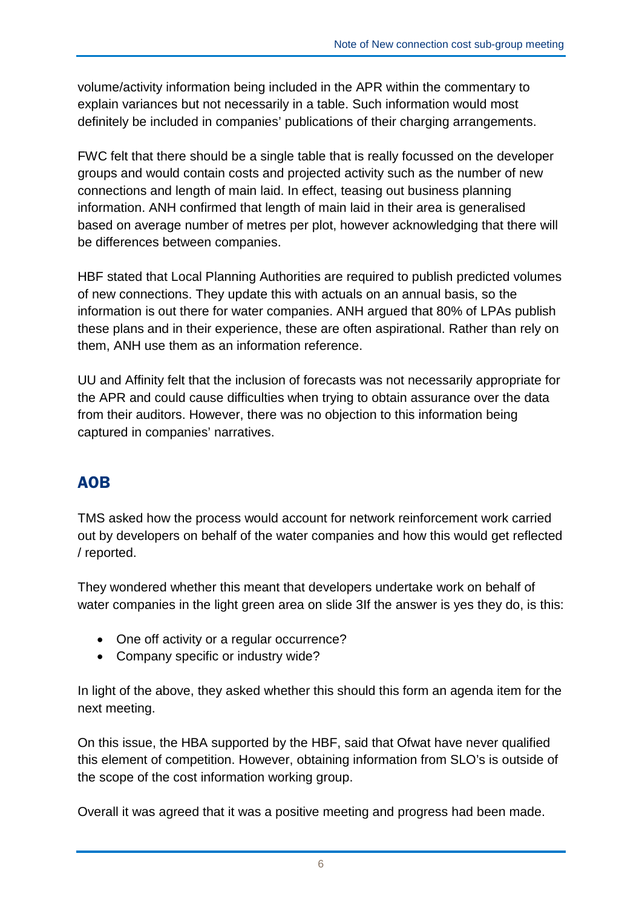volume/activity information being included in the APR within the commentary to explain variances but not necessarily in a table. Such information would most definitely be included in companies' publications of their charging arrangements.

FWC felt that there should be a single table that is really focussed on the developer groups and would contain costs and projected activity such as the number of new connections and length of main laid. In effect, teasing out business planning information. ANH confirmed that length of main laid in their area is generalised based on average number of metres per plot, however acknowledging that there will be differences between companies.

HBF stated that Local Planning Authorities are required to publish predicted volumes of new connections. They update this with actuals on an annual basis, so the information is out there for water companies. ANH argued that 80% of LPAs publish these plans and in their experience, these are often aspirational. Rather than rely on them, ANH use them as an information reference.

UU and Affinity felt that the inclusion of forecasts was not necessarily appropriate for the APR and could cause difficulties when trying to obtain assurance over the data from their auditors. However, there was no objection to this information being captured in companies' narratives.

## AOB

TMS asked how the process would account for network reinforcement work carried out by developers on behalf of the water companies and how this would get reflected / reported.

They wondered whether this meant that developers undertake work on behalf of water companies in the light green area on slide 3If the answer is yes they do, is this:

- One off activity or a regular occurrence?
- Company specific or industry wide?

In light of the above, they asked whether this should this form an agenda item for the next meeting.

On this issue, the HBA supported by the HBF, said that Ofwat have never qualified this element of competition. However, obtaining information from SLO's is outside of the scope of the cost information working group.

Overall it was agreed that it was a positive meeting and progress had been made.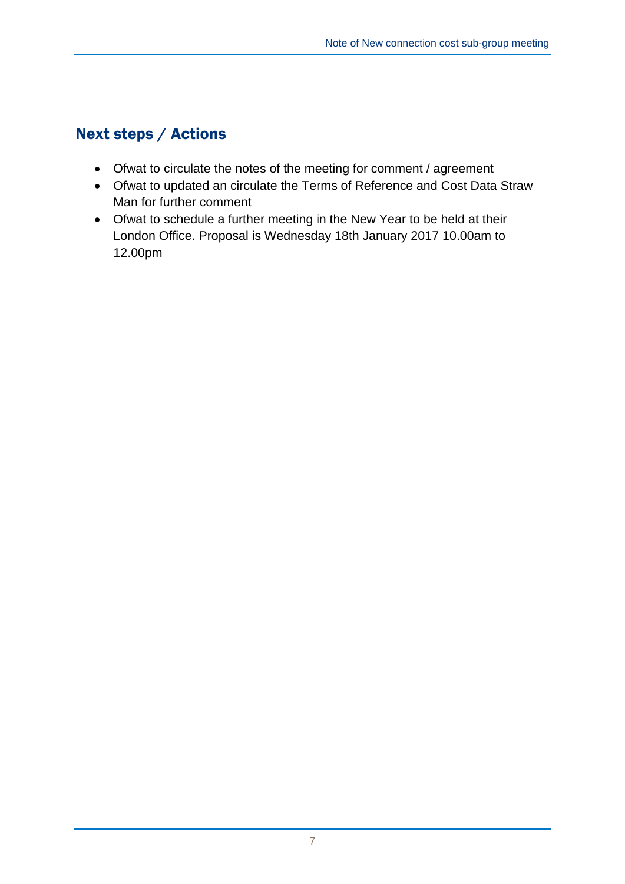## Next steps / Actions

- Ofwat to circulate the notes of the meeting for comment / agreement
- Ofwat to updated an circulate the Terms of Reference and Cost Data Straw Man for further comment
- Ofwat to schedule a further meeting in the New Year to be held at their London Office. Proposal is Wednesday 18th January 2017 10.00am to 12.00pm